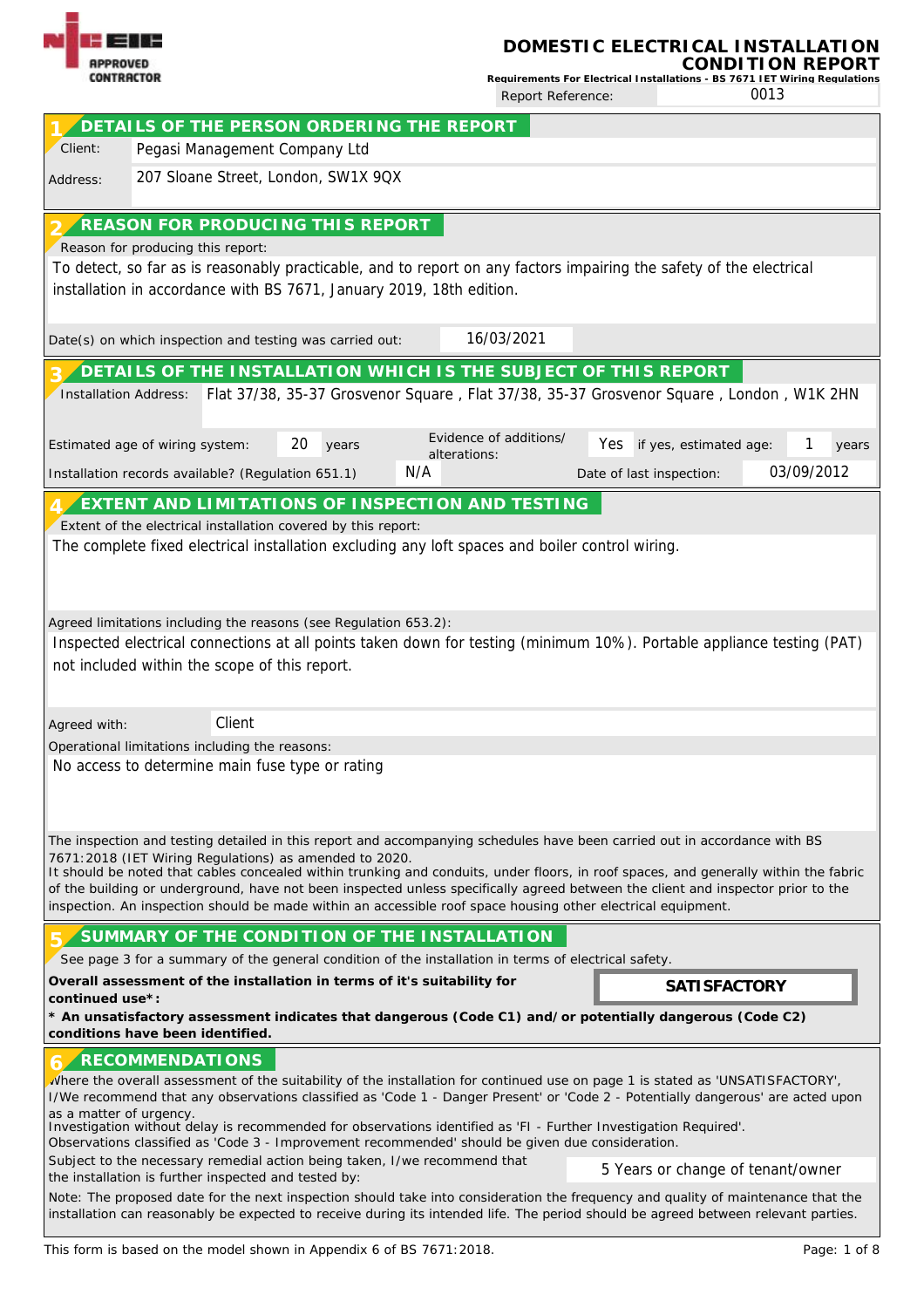NICEIC APPROVED CONTRACTOR

# DOMESTIC ELECTRICAL INSTALLATION CONDITION REPORT

**Requirements For Electrical Installations - BS 7671 IET Wiring Regulations**

Report Reference: 0013

## 1 DETAILS OF THE PERSON ORDERING THE REPORT

Client: Pegasi Management Company Ltd

Address: 207 Sloane Street, London, SW1X 9QX

## 2 REASON FOR PRODUCING THIS REPORT

Reason for producing this report:

To detect, so far as is reasonably practicable, and to report on any factors impairing the safety of the electrical installation in accordance with BS 7671, January 2019, 18th edition.

Date(s) on which inspection and testing was carried out: 16/03/2021

## 3 DETAILS OF THE INSTALLATION WHICH IS THE SUBJECT OF THIS REPORT

Installation Address: Flat 37/38, 35-37 Grosvenor Square , Flat 37/38, 35-37 Grosvenor Square , London , W1K 2HN

Estimated age of wiring system: 20 years

Evidence of additions/ alterations: Yes — if yes, estimated age: 1 years

Installation records available? (Regulation 651.1) N/A

Date of last inspection: 03/09/2012

## 4 EXTENT AND LIMITATIONS OF INSPECTION AND TESTING

Extent of the electrical installation covered by this report:

The complete fixed electrical installation excluding any loft spaces and boiler control wiring.

Agreed limitations including the reasons (see Regulation 653.2):

Inspected electrical connections at all points taken down for testing (minimum 10%). Portable appliance testing (PAT) not included within the scope of this report.

Agreed with: Client

Operational limitations including the reasons:

No access to determine main fuse type or rating

The inspection and testing detailed in this report and accompanying schedules have been carried out in accordance with BS 7671:2018 (IET Wiring Regulations) as amended to 2020.
It should be noted that cables concealed within trunking and conduits, under floors, in roof spaces, and generally within the fabric of the building or underground, have not been inspected unless specifically agreed between the client and inspector prior to the inspection. An inspection should be made within an accessible roof space housing other electrical equipment.

## 5 SUMMARY OF THE CONDITION OF THE INSTALLATION

See page 3 for a summary of the general condition of the installation in terms of electrical safety.

**Overall assessment of the installation in terms of it's suitability for continued use\*:** **SATISFACTORY**

**\* An unsatisfactory assessment indicates that dangerous (Code C1) and/or potentially dangerous (Code C2) conditions have been identified.**

## 6 RECOMMENDATIONS

Where the overall assessment of the suitability of the installation for continued use on page 1 is stated as 'UNSATISFACTORY', I/We recommend that any observations classified as 'Code 1 - Danger Present' or 'Code 2 - Potentially dangerous' are acted upon as a matter of urgency.
Investigation without delay is recommended for observations identified as 'FI - Further Investigation Required'.
Observations classified as 'Code 3 - Improvement recommended' should be given due consideration.

Subject to the necessary remedial action being taken, I/we recommend that the installation is further inspected and tested by: 5 Years or change of tenant/owner

Note: The proposed date for the next inspection should take into consideration the frequency and quality of maintenance that the installation can reasonably be expected to receive during its intended life. The period should be agreed between relevant parties.

This form is based on the model shown in Appendix 6 of BS 7671:2018.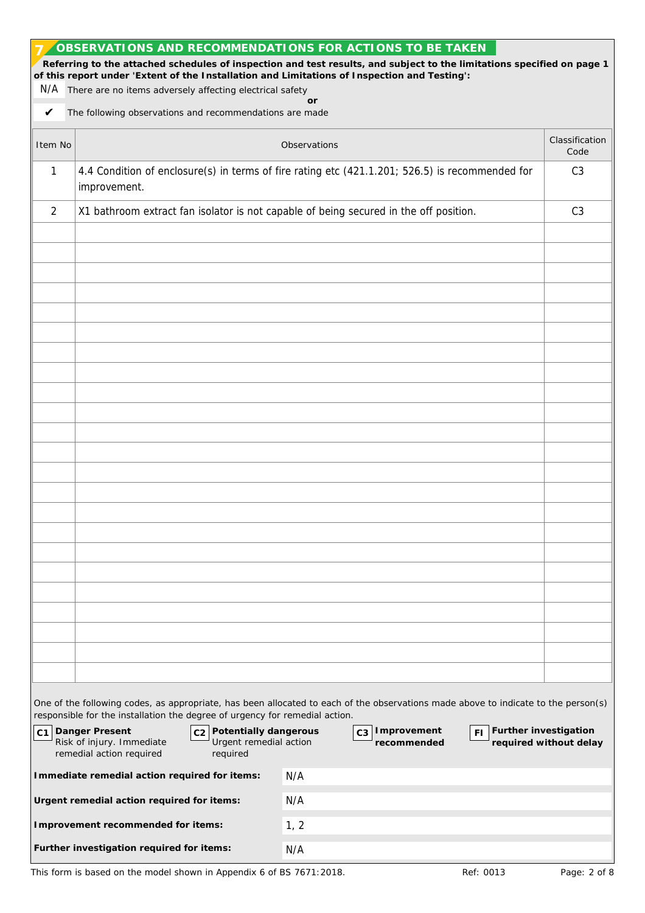## 7 OBSERVATIONS AND RECOMMENDATIONS FOR ACTIONS TO BE TAKEN

**Referring to the attached schedules of inspection and test results, and subject to the limitations specified on page 1 of this report under 'Extent of the Installation and Limitations of Inspection and Testing':**

N/A There are no items adversely affecting electrical safety

**or**

✔ The following observations and recommendations are made

| Item No | Observations | Classification Code |
|---|---|---|
| 1 | 4.4 Condition of enclosure(s) in terms of fire rating etc (421.1.201; 526.5) is recommended for improvement. | C3 |
| 2 | X1 bathroom extract fan isolator is not capable of being secured in the off position. | C3 |

One of the following codes, as appropriate, has been allocated to each of the observations made above to indicate to the person(s) responsible for the installation the degree of urgency for remedial action.

- **C1 Danger Present** Risk of injury. Immediate remedial action required
- **C2 Potentially dangerous** Urgent remedial action required
- **C3 Improvement recommended**
- **FI Further investigation required without delay**

| | |
|---|---|
| **Immediate remedial action required for items:** | N/A |
| **Urgent remedial action required for items:** | N/A |
| **Improvement recommended for items:** | 1, 2 |
| **Further investigation required for items:** | N/A |

This form is based on the model shown in Appendix 6 of BS 7671:2018. Ref: 0013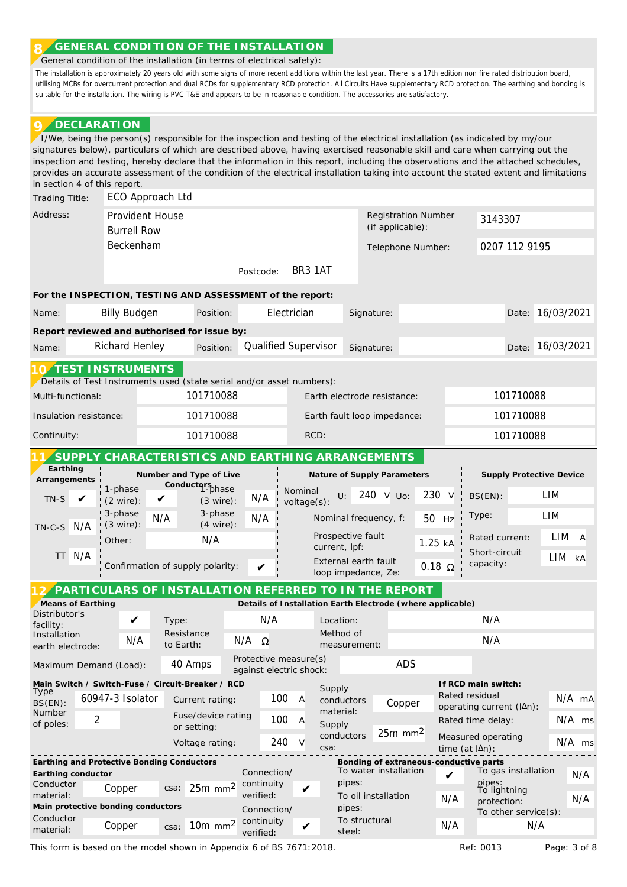## 8 GENERAL CONDITION OF THE INSTALLATION

General condition of the installation (in terms of electrical safety):

The installation is approximately 20 years old with some signs of more recent additions within the last year. There is a 17th edition non fire rated distribution board, utilising MCBs for overcurrent protection and dual RCDs for supplementary RCD protection. All Circuits Have supplementary RCD protection. The earthing and bonding is suitable for the installation. The wiring is PVC T&E and appears to be in reasonable condition. The accessories are satisfactory.

## 9 DECLARATION

I/We, being the person(s) responsible for the inspection and testing of the electrical installation (as indicated by my/our signatures below), particulars of which are described above, having exercised reasonable skill and care when carrying out the inspection and testing, hereby declare that the information in this report, including the observations and the attached schedules, provides an accurate assessment of the condition of the electrical installation taking into account the stated extent and limitations in section 4 of this report.

| | |
|---|---|
| Trading Title: | ECO Approach Ltd |
| Address: | Provident House, Burrell Row, Beckenham |
| Postcode: | BR3 1AT |
| Registration Number (if applicable): | 3143307 |
| Telephone Number: | 0207 112 9195 |

**For the INSPECTION, TESTING AND ASSESSMENT of the report:**

| Name: | Position: | Signature: | Date: |
|---|---|---|---|
| Billy Budgen | Electrician | | 16/03/2021 |

**Report reviewed and authorised for issue by:**

| Name: | Position: | Signature: | Date: |
|---|---|---|---|
| Richard Henley | Qualified Supervisor | | 16/03/2021 |

## 10 TEST INSTRUMENTS

Details of Test Instruments used (state serial and/or asset numbers):

| | | | |
|---|---|---|---|
| Multi-functional: | 101710088 | Earth electrode resistance: | 101710088 |
| Insulation resistance: | 101710088 | Earth fault loop impedance: | 101710088 |
| Continuity: | 101710088 | RCD: | 101710088 |

## 11 SUPPLY CHARACTERISTICS AND EARTHING ARRANGEMENTS

**Earthing Arrangements**

| | |
|---|---|
| TN-S | ✔ |
| TN-C-S | N/A |
| TT | N/A |

**Number and Type of Live Conductors**

| | | | |
|---|---|---|---|
| 1-phase (2 wire): | ✔ | 1-phase (3 wire): | N/A |
| 3-phase (3 wire): | N/A | 3-phase (4 wire): | N/A |
| Other: | N/A | | |
| Confirmation of supply polarity: | ✔ | | |

**Nature of Supply Parameters**

| | |
|---|---|
| Nominal voltage(s): | U: 240 V, Uo: 230 V |
| Nominal frequency, f: | 50 Hz |
| Prospective fault current, Ipf: | 1.25 kA |
| External earth fault loop impedance, Ze: | 0.18 Ω |

**Supply Protective Device**

| | |
|---|---|
| BS(EN): | LIM |
| Type: | LIM |
| Rated current: | LIM A |
| Short-circuit capacity: | LIM kA |

## 12 PARTICULARS OF INSTALLATION REFERRED TO IN THE REPORT

**Means of Earthing**

| | |
|---|---|
| Distributor's facility: | ✔ |
| Installation earth electrode: | N/A |

**Details of Installation Earth Electrode (where applicable)**

| | | | |
|---|---|---|---|
| Type: | N/A | Location: | N/A |
| Resistance to Earth: | N/A Ω | Method of measurement: | N/A |

| | | | |
|---|---|---|---|
| Maximum Demand (Load): | 40 Amps | Protective measure(s) against electric shock: | ADS |

**Main Switch / Switch-Fuse / Circuit-Breaker / RCD**

| | | | |
|---|---|---|---|
| Type BS(EN): | 60947-3 Isolator | Current rating: | 100 A |
| Number of poles: | 2 | Fuse/device rating or setting: | 100 A |
| | | Voltage rating: | 240 V |
| Supply conductors material: | Copper | Supply conductors csa: | 25m mm² |

**If RCD main switch:**

| | |
|---|---|
| Rated residual operating current (IΔn): | N/A mA |
| Rated time delay: | N/A ms |
| Measured operating time (at IΔn): | N/A ms |

**Earthing and Protective Bonding Conductors**

**Earthing conductor**

| Conductor material: | csa: | Connection/continuity verified: |
|---|---|---|
| Copper | 25m mm² | ✔ |

**Main protective bonding conductors**

| Conductor material: | csa: | Connection/continuity verified: |
|---|---|---|
| Copper | 10m mm² | ✔ |

**Bonding of extraneous-conductive parts**

| | | | |
|---|---|---|---|
| To water installation pipes: | ✔ | To gas installation pipes: | N/A |
| To oil installation pipes: | N/A | To lightning protection: | N/A |
| To structural steel: | N/A | To other service(s): | N/A |

This form is based on the model shown in Appendix 6 of BS 7671:2018.

Ref: 0013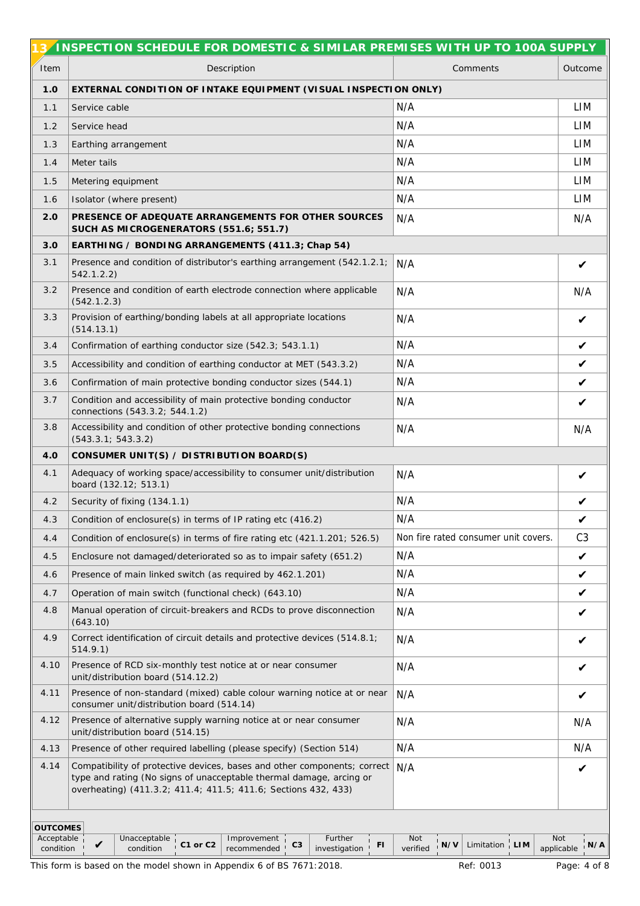## 13 INSPECTION SCHEDULE FOR DOMESTIC & SIMILAR PREMISES WITH UP TO 100A SUPPLY

| Item | Description | Comments | Outcome |
|---|---|---|---|
| **1.0** | **EXTERNAL CONDITION OF INTAKE EQUIPMENT (VISUAL INSPECTION ONLY)** | | |
| 1.1 | Service cable | N/A | LIM |
| 1.2 | Service head | N/A | LIM |
| 1.3 | Earthing arrangement | N/A | LIM |
| 1.4 | Meter tails | N/A | LIM |
| 1.5 | Metering equipment | N/A | LIM |
| 1.6 | Isolator (where present) | N/A | LIM |
| **2.0** | **PRESENCE OF ADEQUATE ARRANGEMENTS FOR OTHER SOURCES SUCH AS MICROGENERATORS (551.6; 551.7)** | N/A | N/A |
| **3.0** | **EARTHING / BONDING ARRANGEMENTS (411.3; Chap 54)** | | |
| 3.1 | Presence and condition of distributor's earthing arrangement (542.1.2.1; 542.1.2.2) | N/A | ✔ |
| 3.2 | Presence and condition of earth electrode connection where applicable (542.1.2.3) | N/A | N/A |
| 3.3 | Provision of earthing/bonding labels at all appropriate locations (514.13.1) | N/A | ✔ |
| 3.4 | Confirmation of earthing conductor size (542.3; 543.1.1) | N/A | ✔ |
| 3.5 | Accessibility and condition of earthing conductor at MET (543.3.2) | N/A | ✔ |
| 3.6 | Confirmation of main protective bonding conductor sizes (544.1) | N/A | ✔ |
| 3.7 | Condition and accessibility of main protective bonding conductor connections (543.3.2; 544.1.2) | N/A | ✔ |
| 3.8 | Accessibility and condition of other protective bonding connections (543.3.1; 543.3.2) | N/A | N/A |
| **4.0** | **CONSUMER UNIT(S) / DISTRIBUTION BOARD(S)** | | |
| 4.1 | Adequacy of working space/accessibility to consumer unit/distribution board (132.12; 513.1) | N/A | ✔ |
| 4.2 | Security of fixing (134.1.1) | N/A | ✔ |
| 4.3 | Condition of enclosure(s) in terms of IP rating etc (416.2) | N/A | ✔ |
| 4.4 | Condition of enclosure(s) in terms of fire rating etc (421.1.201; 526.5) | Non fire rated consumer unit covers. | C3 |
| 4.5 | Enclosure not damaged/deteriorated so as to impair safety (651.2) | N/A | ✔ |
| 4.6 | Presence of main linked switch (as required by 462.1.201) | N/A | ✔ |
| 4.7 | Operation of main switch (functional check) (643.10) | N/A | ✔ |
| 4.8 | Manual operation of circuit-breakers and RCDs to prove disconnection (643.10) | N/A | ✔ |
| 4.9 | Correct identification of circuit details and protective devices (514.8.1; 514.9.1) | N/A | ✔ |
| 4.10 | Presence of RCD six-monthly test notice at or near consumer unit/distribution board (514.12.2) | N/A | ✔ |
| 4.11 | Presence of non-standard (mixed) cable colour warning notice at or near consumer unit/distribution board (514.14) | N/A | ✔ |
| 4.12 | Presence of alternative supply warning notice at or near consumer unit/distribution board (514.15) | N/A | N/A |
| 4.13 | Presence of other required labelling (please specify) (Section 514) | N/A | N/A |
| 4.14 | Compatibility of protective devices, bases and other components; correct type and rating (No signs of unacceptable thermal damage, arcing or overheating) (411.3.2; 411.4; 411.5; 411.6; Sections 432, 433) | N/A | ✔ |

**OUTCOMES**

| Acceptable condition | ✔ | Unacceptable condition | C1 or C2 | Improvement recommended | C3 | Further investigation | FI | Not verified | N/V | Limitation | LIM | Not applicable | N/A |
|---|---|---|---|---|---|---|---|---|---|---|---|---|---|

This form is based on the model shown in Appendix 6 of BS 7671:2018. Ref: 0013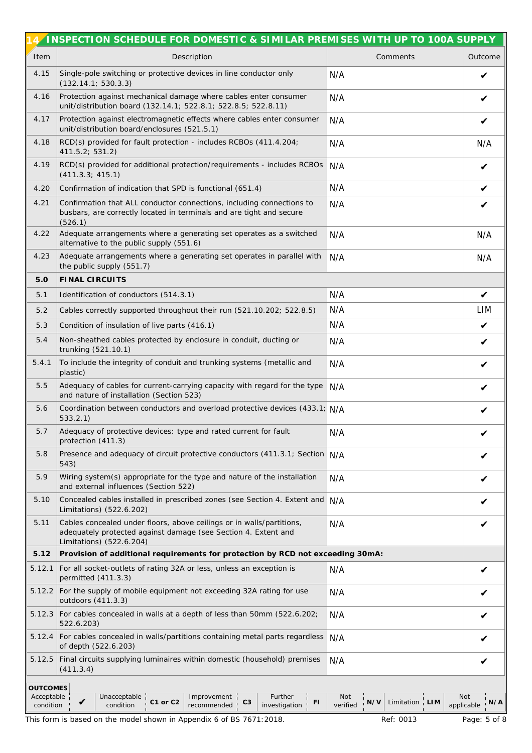## 14 INSPECTION SCHEDULE FOR DOMESTIC & SIMILAR PREMISES WITH UP TO 100A SUPPLY

| Item | Description | Comments | Outcome |
|---|---|---|---|
| 4.15 | Single-pole switching or protective devices in line conductor only (132.14.1; 530.3.3) | N/A | ✔ |
| 4.16 | Protection against mechanical damage where cables enter consumer unit/distribution board (132.14.1; 522.8.1; 522.8.5; 522.8.11) | N/A | ✔ |
| 4.17 | Protection against electromagnetic effects where cables enter consumer unit/distribution board/enclosures (521.5.1) | N/A | ✔ |
| 4.18 | RCD(s) provided for fault protection - includes RCBOs (411.4.204; 411.5.2; 531.2) | N/A | N/A |
| 4.19 | RCD(s) provided for additional protection/requirements - includes RCBOs (411.3.3; 415.1) | N/A | ✔ |
| 4.20 | Confirmation of indication that SPD is functional (651.4) | N/A | ✔ |
| 4.21 | Confirmation that ALL conductor connections, including connections to busbars, are correctly located in terminals and are tight and secure (526.1) | N/A | ✔ |
| 4.22 | Adequate arrangements where a generating set operates as a switched alternative to the public supply (551.6) | N/A | N/A |
| 4.23 | Adequate arrangements where a generating set operates in parallel with the public supply (551.7) | N/A | N/A |
| **5.0** | **FINAL CIRCUITS** | | |
| 5.1 | Identification of conductors (514.3.1) | N/A | ✔ |
| 5.2 | Cables correctly supported throughout their run (521.10.202; 522.8.5) | N/A | LIM |
| 5.3 | Condition of insulation of live parts (416.1) | N/A | ✔ |
| 5.4 | Non-sheathed cables protected by enclosure in conduit, ducting or trunking (521.10.1) | N/A | ✔ |
| 5.4.1 | To include the integrity of conduit and trunking systems (metallic and plastic) | N/A | ✔ |
| 5.5 | Adequacy of cables for current-carrying capacity with regard for the type and nature of installation (Section 523) | N/A | ✔ |
| 5.6 | Coordination between conductors and overload protective devices (433.1; 533.2.1) | N/A | ✔ |
| 5.7 | Adequacy of protective devices: type and rated current for fault protection (411.3) | N/A | ✔ |
| 5.8 | Presence and adequacy of circuit protective conductors (411.3.1; Section 543) | N/A | ✔ |
| 5.9 | Wiring system(s) appropriate for the type and nature of the installation and external influences (Section 522) | N/A | ✔ |
| 5.10 | Concealed cables installed in prescribed zones (see Section 4. Extent and Limitations) (522.6.202) | N/A | ✔ |
| 5.11 | Cables concealed under floors, above ceilings or in walls/partitions, adequately protected against damage (see Section 4. Extent and Limitations) (522.6.204) | N/A | ✔ |
| **5.12** | **Provision of additional requirements for protection by RCD not exceeding 30mA:** | | |
| 5.12.1 | For all socket-outlets of rating 32A or less, unless an exception is permitted (411.3.3) | N/A | ✔ |
| 5.12.2 | For the supply of mobile equipment not exceeding 32A rating for use outdoors (411.3.3) | N/A | ✔ |
| 5.12.3 | For cables concealed in walls at a depth of less than 50mm (522.6.202; 522.6.203) | N/A | ✔ |
| 5.12.4 | For cables concealed in walls/partitions containing metal parts regardless of depth (522.6.203) | N/A | ✔ |
| 5.12.5 | Final circuits supplying luminaires within domestic (household) premises (411.3.4) | N/A | ✔ |

**OUTCOMES**

| Acceptable condition | ✔ | Unacceptable condition | C1 or C2 | Improvement recommended | C3 | Further investigation | FI | Not verified | N/V | Limitation | LIM | Not applicable | N/A |
|---|---|---|---|---|---|---|---|---|---|---|---|---|---|

This form is based on the model shown in Appendix 6 of BS 7671:2018. Ref: 0013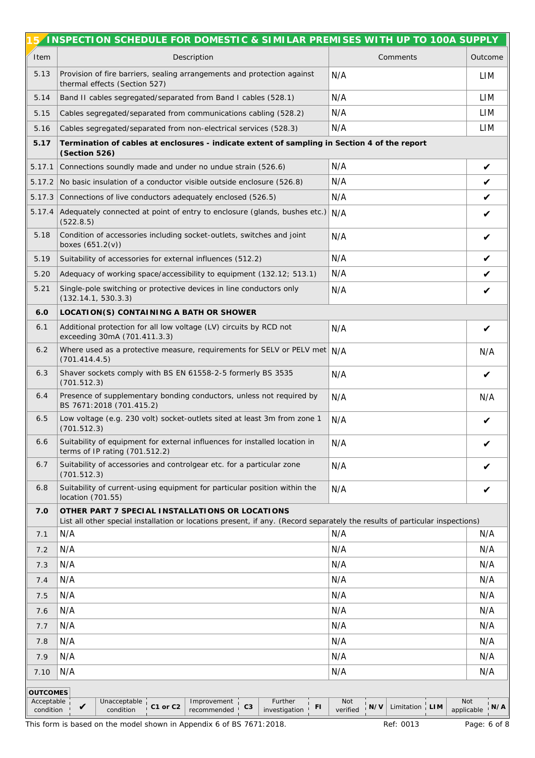## 15 INSPECTION SCHEDULE FOR DOMESTIC & SIMILAR PREMISES WITH UP TO 100A SUPPLY

| Item | Description | Comments | Outcome |
|---|---|---|---|
| 5.13 | Provision of fire barriers, sealing arrangements and protection against thermal effects (Section 527) | N/A | LIM |
| 5.14 | Band II cables segregated/separated from Band I cables (528.1) | N/A | LIM |
| 5.15 | Cables segregated/separated from communications cabling (528.2) | N/A | LIM |
| 5.16 | Cables segregated/separated from non-electrical services (528.3) | N/A | LIM |
| **5.17** | **Termination of cables at enclosures - indicate extent of sampling in Section 4 of the report (Section 526)** | | |
| 5.17.1 | Connections soundly made and under no undue strain (526.6) | N/A | ✔ |
| 5.17.2 | No basic insulation of a conductor visible outside enclosure (526.8) | N/A | ✔ |
| 5.17.3 | Connections of live conductors adequately enclosed (526.5) | N/A | ✔ |
| 5.17.4 | Adequately connected at point of entry to enclosure (glands, bushes etc.) (522.8.5) | N/A | ✔ |
| 5.18 | Condition of accessories including socket-outlets, switches and joint boxes (651.2(v)) | N/A | ✔ |
| 5.19 | Suitability of accessories for external influences (512.2) | N/A | ✔ |
| 5.20 | Adequacy of working space/accessibility to equipment (132.12; 513.1) | N/A | ✔ |
| 5.21 | Single-pole switching or protective devices in line conductors only (132.14.1, 530.3.3) | N/A | ✔ |
| **6.0** | **LOCATION(S) CONTAINING A BATH OR SHOWER** | | |
| 6.1 | Additional protection for all low voltage (LV) circuits by RCD not exceeding 30mA (701.411.3.3) | N/A | ✔ |
| 6.2 | Where used as a protective measure, requirements for SELV or PELV met (701.414.4.5) | N/A | N/A |
| 6.3 | Shaver sockets comply with BS EN 61558-2-5 formerly BS 3535 (701.512.3) | N/A | ✔ |
| 6.4 | Presence of supplementary bonding conductors, unless not required by BS 7671:2018 (701.415.2) | N/A | N/A |
| 6.5 | Low voltage (e.g. 230 volt) socket-outlets sited at least 3m from zone 1 (701.512.3) | N/A | ✔ |
| 6.6 | Suitability of equipment for external influences for installed location in terms of IP rating (701.512.2) | N/A | ✔ |
| 6.7 | Suitability of accessories and controlgear etc. for a particular zone (701.512.3) | N/A | ✔ |
| 6.8 | Suitability of current-using equipment for particular position within the location (701.55) | N/A | ✔ |
| **7.0** | **OTHER PART 7 SPECIAL INSTALLATIONS OR LOCATIONS** List all other special installation or locations present, if any. (Record separately the results of particular inspections) | | |
| 7.1 | N/A | N/A | N/A |
| 7.2 | N/A | N/A | N/A |
| 7.3 | N/A | N/A | N/A |
| 7.4 | N/A | N/A | N/A |
| 7.5 | N/A | N/A | N/A |
| 7.6 | N/A | N/A | N/A |
| 7.7 | N/A | N/A | N/A |
| 7.8 | N/A | N/A | N/A |
| 7.9 | N/A | N/A | N/A |
| 7.10 | N/A | N/A | N/A |

**OUTCOMES**

| Acceptable condition | Unacceptable condition | Improvement recommended | Further investigation | Not verified | Limitation | Not applicable |
|---|---|---|---|---|---|---|
| ✔ | C1 or C2 | C3 | FI | N/V | LIM | N/A |

This form is based on the model shown in Appendix 6 of BS 7671:2018. Ref: 0013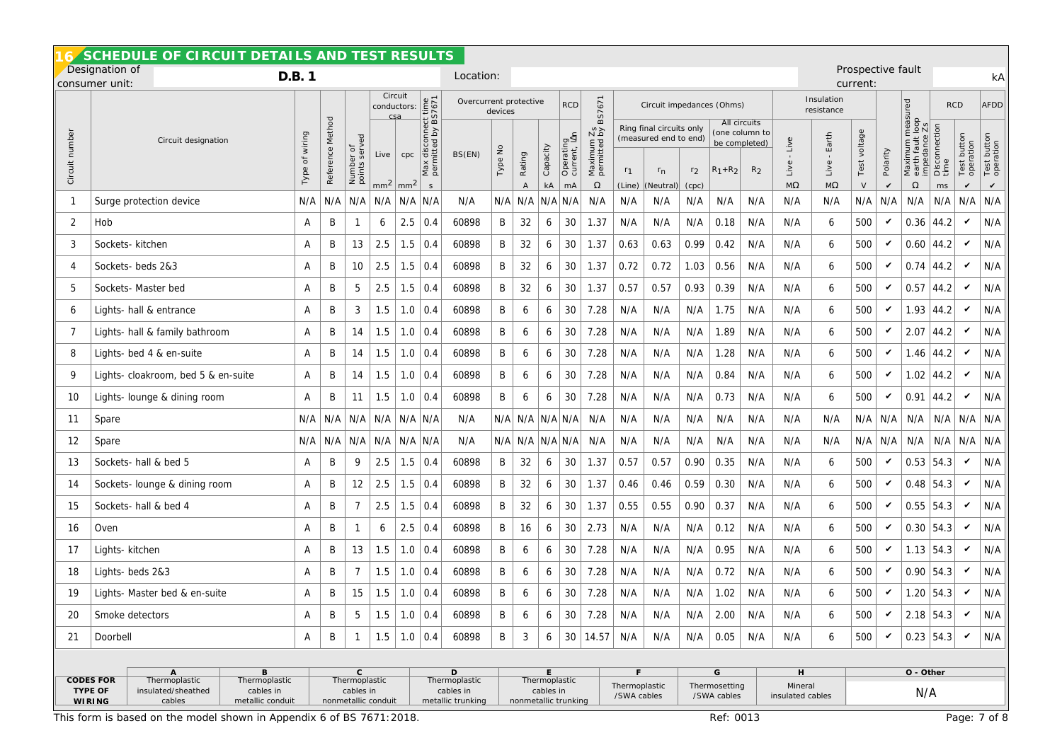## 16 SCHEDULE OF CIRCUIT DETAILS AND TEST RESULTS

**Designation of consumer unit:** D.B. 1 **Location:** **Prospective fault current:** kA

| Circuit number | Circuit designation | Type of wiring | Reference Method | Number of points served | Circuit conductors: csa | | Max disconnect time permitted by BS7671 | Overcurrent protective devices | | | | RCD | Maximum $Z_s$ permitted by BS7671 | Circuit impedances (Ohms) | | | | | Insulation resistance | | | | Maximum measured earth fault loop impedance Zs | RCD | | AFDD |
|---|---|---|---|---|---|---|---|---|---|---|---|---|---|---|---|---|---|---|---|---|---|---|---|---|---|---|
| | | | | | | | | | | | | | | Ring final circuits only (measured end to end) | | | All circuits (one column to be completed) | | | | | | | | | |
| | | | | | Live | cpc | | BS(EN) | Type No | Rating | Capacity | Operating current, IΔn | | $r_1$ (Line) | $r_n$ (Neutral) | $r_2$ (cpc) | $R_1+R_2$ | $R_2$ | Live - Live | Live - Earth | Test voltage | Polarity | | Disconnection time | Test button operation | Test button operation |
| | | | | | mm² | mm² | s | | | A | kA | mA | Ω | | | | | | MΩ | MΩ | V | ✔ | Ω | ms | ✔ | ✔ |
| 1 | Surge protection device | N/A | N/A | N/A | N/A | N/A | N/A | N/A | N/A | N/A | N/A | N/A | N/A | N/A | N/A | N/A | N/A | N/A | N/A | N/A | N/A | N/A | N/A | N/A | N/A | N/A |
| 2 | Hob | A | B | 1 | 6 | 2.5 | 0.4 | 60898 | B | 32 | 6 | 30 | 1.37 | N/A | N/A | N/A | 0.18 | N/A | N/A | 6 | 500 | ✔ | 0.36 | 44.2 | ✔ | N/A |
| 3 | Sockets- kitchen | A | B | 13 | 2.5 | 1.5 | 0.4 | 60898 | B | 32 | 6 | 30 | 1.37 | 0.63 | 0.63 | 0.99 | 0.42 | N/A | N/A | 6 | 500 | ✔ | 0.60 | 44.2 | ✔ | N/A |
| 4 | Sockets- beds 2&3 | A | B | 10 | 2.5 | 1.5 | 0.4 | 60898 | B | 32 | 6 | 30 | 1.37 | 0.72 | 0.72 | 1.03 | 0.56 | N/A | N/A | 6 | 500 | ✔ | 0.74 | 44.2 | ✔ | N/A |
| 5 | Sockets- Master bed | A | B | 5 | 2.5 | 1.5 | 0.4 | 60898 | B | 32 | 6 | 30 | 1.37 | 0.57 | 0.57 | 0.93 | 0.39 | N/A | N/A | 6 | 500 | ✔ | 0.57 | 44.2 | ✔ | N/A |
| 6 | Lights- hall & entrance | A | B | 3 | 1.5 | 1.0 | 0.4 | 60898 | B | 6 | 6 | 30 | 7.28 | N/A | N/A | N/A | 1.75 | N/A | N/A | 6 | 500 | ✔ | 1.93 | 44.2 | ✔ | N/A |
| 7 | Lights- hall & family bathroom | A | B | 14 | 1.5 | 1.0 | 0.4 | 60898 | B | 6 | 6 | 30 | 7.28 | N/A | N/A | N/A | 1.89 | N/A | N/A | 6 | 500 | ✔ | 2.07 | 44.2 | ✔ | N/A |
| 8 | Lights- bed 4 & en-suite | A | B | 14 | 1.5 | 1.0 | 0.4 | 60898 | B | 6 | 6 | 30 | 7.28 | N/A | N/A | N/A | 1.28 | N/A | N/A | 6 | 500 | ✔ | 1.46 | 44.2 | ✔ | N/A |
| 9 | Lights- cloakroom, bed 5 & en-suite | A | B | 14 | 1.5 | 1.0 | 0.4 | 60898 | B | 6 | 6 | 30 | 7.28 | N/A | N/A | N/A | 0.84 | N/A | N/A | 6 | 500 | ✔ | 1.02 | 44.2 | ✔ | N/A |
| 10 | Lights- lounge & dining room | A | B | 11 | 1.5 | 1.0 | 0.4 | 60898 | B | 6 | 6 | 30 | 7.28 | N/A | N/A | N/A | 0.73 | N/A | N/A | 6 | 500 | ✔ | 0.91 | 44.2 | ✔ | N/A |
| 11 | Spare | N/A | N/A | N/A | N/A | N/A | N/A | N/A | N/A | N/A | N/A | N/A | N/A | N/A | N/A | N/A | N/A | N/A | N/A | N/A | N/A | N/A | N/A | N/A | N/A | N/A |
| 12 | Spare | N/A | N/A | N/A | N/A | N/A | N/A | N/A | N/A | N/A | N/A | N/A | N/A | N/A | N/A | N/A | N/A | N/A | N/A | N/A | N/A | N/A | N/A | N/A | N/A | N/A |
| 13 | Sockets- hall & bed 5 | A | B | 9 | 2.5 | 1.5 | 0.4 | 60898 | B | 32 | 6 | 30 | 1.37 | 0.57 | 0.57 | 0.90 | 0.35 | N/A | N/A | 6 | 500 | ✔ | 0.53 | 54.3 | ✔ | N/A |
| 14 | Sockets- lounge & dining room | A | B | 12 | 2.5 | 1.5 | 0.4 | 60898 | B | 32 | 6 | 30 | 1.37 | 0.46 | 0.46 | 0.59 | 0.30 | N/A | N/A | 6 | 500 | ✔ | 0.48 | 54.3 | ✔ | N/A |
| 15 | Sockets- hall & bed 4 | A | B | 7 | 2.5 | 1.5 | 0.4 | 60898 | B | 32 | 6 | 30 | 1.37 | 0.55 | 0.55 | 0.90 | 0.37 | N/A | N/A | 6 | 500 | ✔ | 0.55 | 54.3 | ✔ | N/A |
| 16 | Oven | A | B | 1 | 6 | 2.5 | 0.4 | 60898 | B | 16 | 6 | 30 | 2.73 | N/A | N/A | N/A | 0.12 | N/A | N/A | 6 | 500 | ✔ | 0.30 | 54.3 | ✔ | N/A |
| 17 | Lights- kitchen | A | B | 13 | 1.5 | 1.0 | 0.4 | 60898 | B | 6 | 6 | 30 | 7.28 | N/A | N/A | N/A | 0.95 | N/A | N/A | 6 | 500 | ✔ | 1.13 | 54.3 | ✔ | N/A |
| 18 | Lights- beds 2&3 | A | B | 7 | 1.5 | 1.0 | 0.4 | 60898 | B | 6 | 6 | 30 | 7.28 | N/A | N/A | N/A | 0.72 | N/A | N/A | 6 | 500 | ✔ | 0.90 | 54.3 | ✔ | N/A |
| 19 | Lights- Master bed & en-suite | A | B | 15 | 1.5 | 1.0 | 0.4 | 60898 | B | 6 | 6 | 30 | 7.28 | N/A | N/A | N/A | 1.02 | N/A | N/A | 6 | 500 | ✔ | 1.20 | 54.3 | ✔ | N/A |
| 20 | Smoke detectors | A | B | 5 | 1.5 | 1.0 | 0.4 | 60898 | B | 6 | 6 | 30 | 7.28 | N/A | N/A | N/A | 2.00 | N/A | N/A | 6 | 500 | ✔ | 2.18 | 54.3 | ✔ | N/A |
| 21 | Doorbell | A | B | 1 | 1.5 | 1.0 | 0.4 | 60898 | B | 3 | 6 | 30 | 14.57 | N/A | N/A | N/A | 0.05 | N/A | N/A | 6 | 500 | ✔ | 0.23 | 54.3 | ✔ | N/A |

| CODES FOR TYPE OF WIRING | A | B | C | D | E | F | G | H | O - Other |
|---|---|---|---|---|---|---|---|---|---|
| | Thermoplastic insulated/sheathed cables | Thermoplastic cables in metallic conduit | Thermoplastic cables in nonmetallic conduit | Thermoplastic cables in metallic trunking | Thermoplastic cables in nonmetallic trunking | Thermoplastic /SWA cables | Thermosetting /SWA cables | Mineral insulated cables | N/A |

This form is based on the model shown in Appendix 6 of BS 7671:2018.

Ref: 0013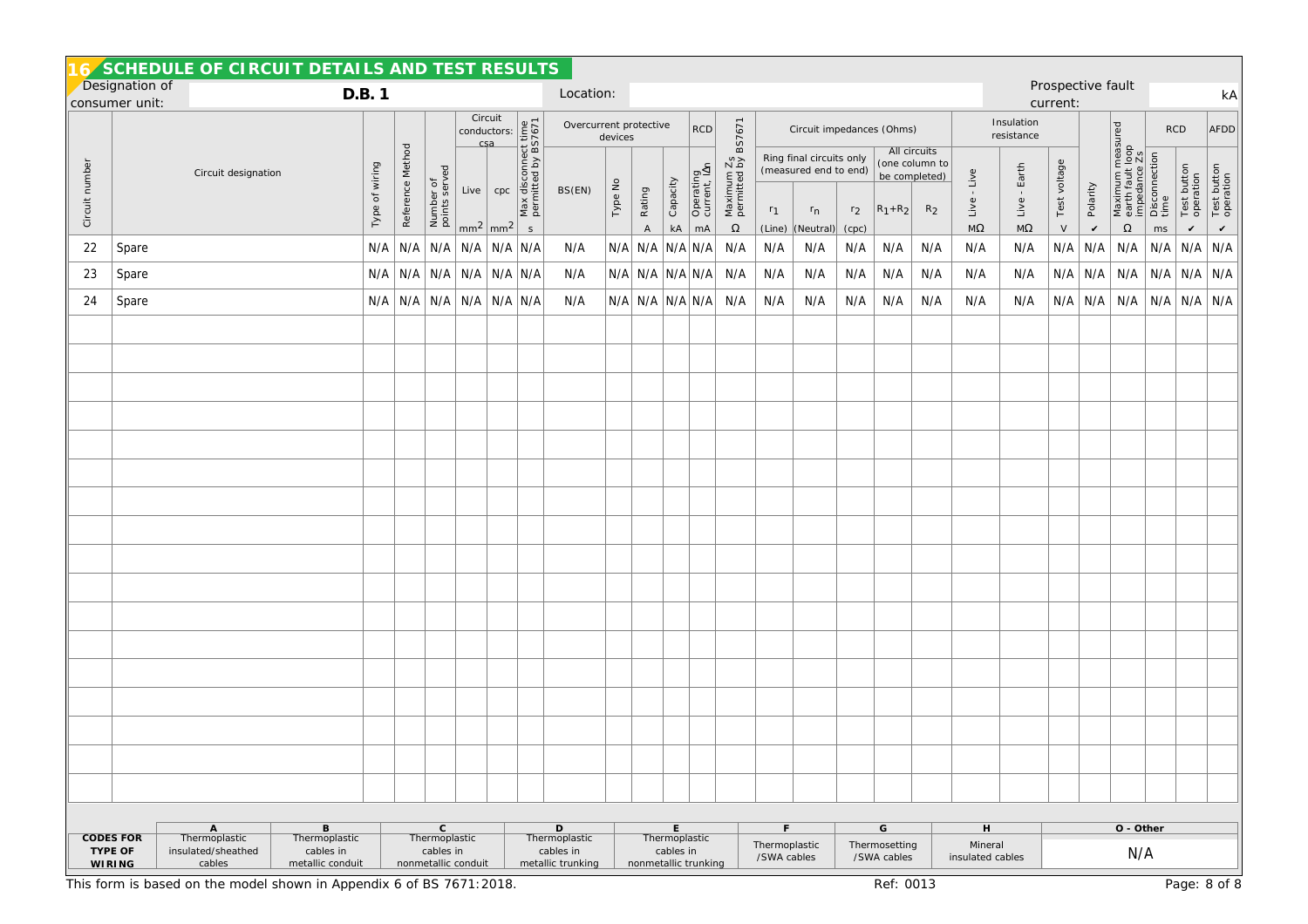## 16 SCHEDULE OF CIRCUIT DETAILS AND TEST RESULTS

Designation of consumer unit: **D.B. 1**

Location:

Prospective fault current: kA

| Circuit number | Circuit designation | Type of wiring | Reference Method | Number of points served | Circuit conductors: csa | | Max disconnect time permitted by BS7671 | Overcurrent protective devices | | | | RCD | Maximum $Z_s$ permitted by BS7671 | Circuit impedances (Ohms) | | | | | Insulation resistance | | | | Maximum measured earth fault loop impedance Zs | RCD | | AFDD |
|---|---|---|---|---|---|---|---|---|---|---|---|---|---|---|---|---|---|---|---|---|---|---|---|---|---|---|
| | | | | | | | | | | | | | | Ring final circuits only (measured end to end) | | | All circuits (one column to be completed) | | | | | | | | | |
| | | | | | Live | cpc | | BS(EN) | Type No | Rating | Capacity | Operating current, IΔn | | $r_1$ (Line) | $r_n$ (Neutral) | $r_2$ (cpc) | $R_1+R_2$ | $R_2$ | Live - Live | Live - Earth | Test voltage | Polarity | | Disconnection time | Test button operation | Test button operation |
| | | | | | mm² | mm² | s | | | A | kA | mA | Ω | | | | | | MΩ | MΩ | V | ✔ | Ω | ms | ✔ | ✔ |
| 22 | Spare | N/A | N/A | N/A | N/A | N/A | N/A | N/A | N/A | N/A | N/A | N/A | N/A | N/A | N/A | N/A | N/A | N/A | N/A | N/A | N/A | N/A | N/A | N/A | N/A | N/A |
| 23 | Spare | N/A | N/A | N/A | N/A | N/A | N/A | N/A | N/A | N/A | N/A | N/A | N/A | N/A | N/A | N/A | N/A | N/A | N/A | N/A | N/A | N/A | N/A | N/A | N/A | N/A |
| 24 | Spare | N/A | N/A | N/A | N/A | N/A | N/A | N/A | N/A | N/A | N/A | N/A | N/A | N/A | N/A | N/A | N/A | N/A | N/A | N/A | N/A | N/A | N/A | N/A | N/A | N/A |

**CODES FOR TYPE OF WIRING**

| A | B | C | D | E | F | G | H | O - Other |
|---|---|---|---|---|---|---|---|---|
| Thermoplastic insulated/sheathed cables | Thermoplastic cables in metallic conduit | Thermoplastic cables in nonmetallic conduit | Thermoplastic cables in metallic trunking | Thermoplastic cables in nonmetallic trunking | Thermoplastic /SWA cables | Thermosetting /SWA cables | Mineral insulated cables | N/A |

This form is based on the model shown in Appendix 6 of BS 7671:2018.

Ref: 0013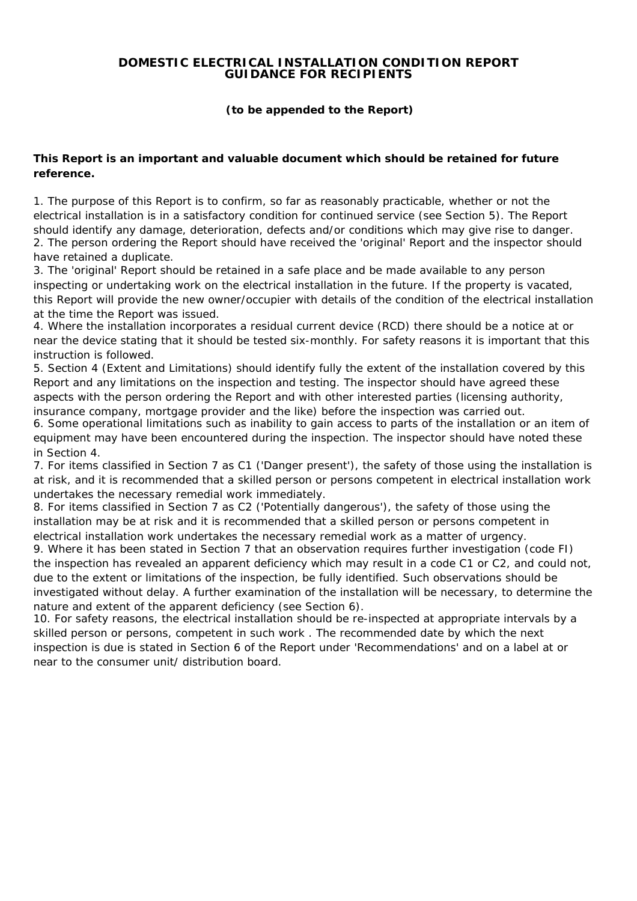# DOMESTIC ELECTRICAL INSTALLATION CONDITION REPORT
# GUIDANCE FOR RECIPIENTS

**(to be appended to the Report)**

**This Report is an important and valuable document which should be retained for future reference.**

1. The purpose of this Report is to confirm, so far as reasonably practicable, whether or not the electrical installation is in a satisfactory condition for continued service (see Section 5). The Report should identify any damage, deterioration, defects and/or conditions which may give rise to danger.
2. The person ordering the Report should have received the 'original' Report and the inspector should have retained a duplicate.
3. The 'original' Report should be retained in a safe place and be made available to any person inspecting or undertaking work on the electrical installation in the future. If the property is vacated, this Report will provide the new owner/occupier with details of the condition of the electrical installation at the time the Report was issued.
4. Where the installation incorporates a residual current device (RCD) there should be a notice at or near the device stating that it should be tested six-monthly. For safety reasons it is important that this instruction is followed.
5. Section 4 (Extent and Limitations) should identify fully the extent of the installation covered by this Report and any limitations on the inspection and testing. The inspector should have agreed these aspects with the person ordering the Report and with other interested parties (licensing authority, insurance company, mortgage provider and the like) before the inspection was carried out.
6. Some operational limitations such as inability to gain access to parts of the installation or an item of equipment may have been encountered during the inspection. The inspector should have noted these in Section 4.
7. For items classified in Section 7 as C1 ('Danger present'), the safety of those using the installation is at risk, and it is recommended that a skilled person or persons competent in electrical installation work undertakes the necessary remedial work immediately.
8. For items classified in Section 7 as C2 ('Potentially dangerous'), the safety of those using the installation may be at risk and it is recommended that a skilled person or persons competent in electrical installation work undertakes the necessary remedial work as a matter of urgency.
9. Where it has been stated in Section 7 that an observation requires further investigation (code FI) the inspection has revealed an apparent deficiency which may result in a code C1 or C2, and could not, due to the extent or limitations of the inspection, be fully identified. Such observations should be investigated without delay. A further examination of the installation will be necessary, to determine the nature and extent of the apparent deficiency (see Section 6).
10. For safety reasons, the electrical installation should be re-inspected at appropriate intervals by a skilled person or persons, competent in such work . The recommended date by which the next inspection is due is stated in Section 6 of the Report under 'Recommendations' and on a label at or near to the consumer unit/ distribution board.